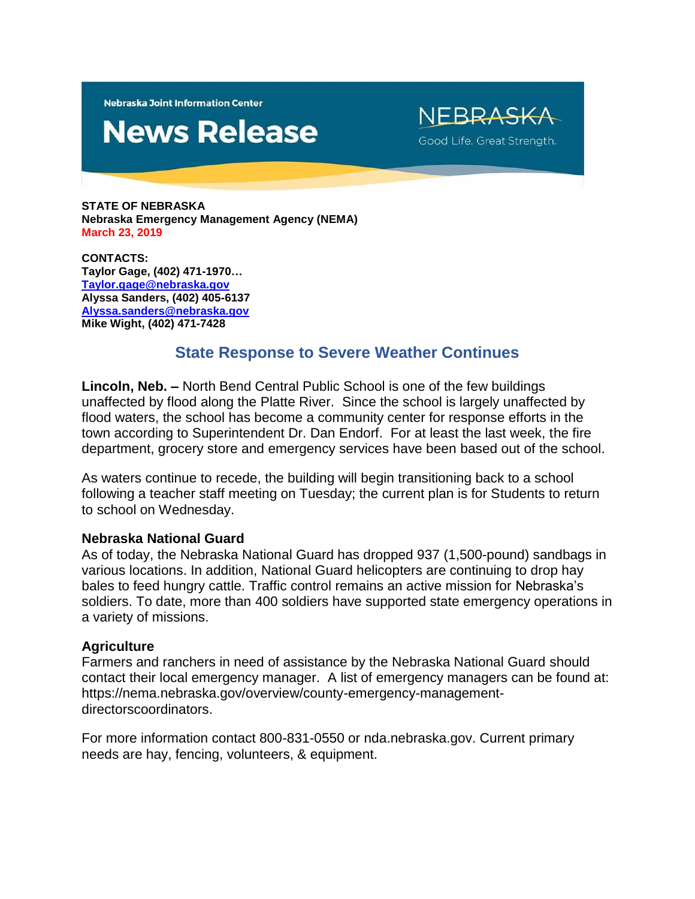Nebraska Joint Information Center

# News Release

NEBRASKA
Good Life. Great Strength.

**STATE OF NEBRASKA**
**Nebraska Emergency Management Agency (NEMA)**
**March 23, 2019**

**CONTACTS:**
**Taylor Gage, (402) 471-1970…**
**Taylor.gage@nebraska.gov**
**Alyssa Sanders, (402) 405-6137**
**Alyssa.sanders@nebraska.gov**
**Mike Wight, (402) 471-7428**

## State Response to Severe Weather Continues

**Lincoln, Neb. –** North Bend Central Public School is one of the few buildings unaffected by flood along the Platte River. Since the school is largely unaffected by flood waters, the school has become a community center for response efforts in the town according to Superintendent Dr. Dan Endorf. For at least the last week, the fire department, grocery store and emergency services have been based out of the school.

As waters continue to recede, the building will begin transitioning back to a school following a teacher staff meeting on Tuesday; the current plan is for Students to return to school on Wednesday.

### Nebraska National Guard

As of today, the Nebraska National Guard has dropped 937 (1,500-pound) sandbags in various locations. In addition, National Guard helicopters are continuing to drop hay bales to feed hungry cattle. Traffic control remains an active mission for Nebraska's soldiers. To date, more than 400 soldiers have supported state emergency operations in a variety of missions.

### Agriculture

Farmers and ranchers in need of assistance by the Nebraska National Guard should contact their local emergency manager. A list of emergency managers can be found at: https://nema.nebraska.gov/overview/county-emergency-management-directorscoordinators.

For more information contact 800-831-0550 or nda.nebraska.gov. Current primary needs are hay, fencing, volunteers, & equipment.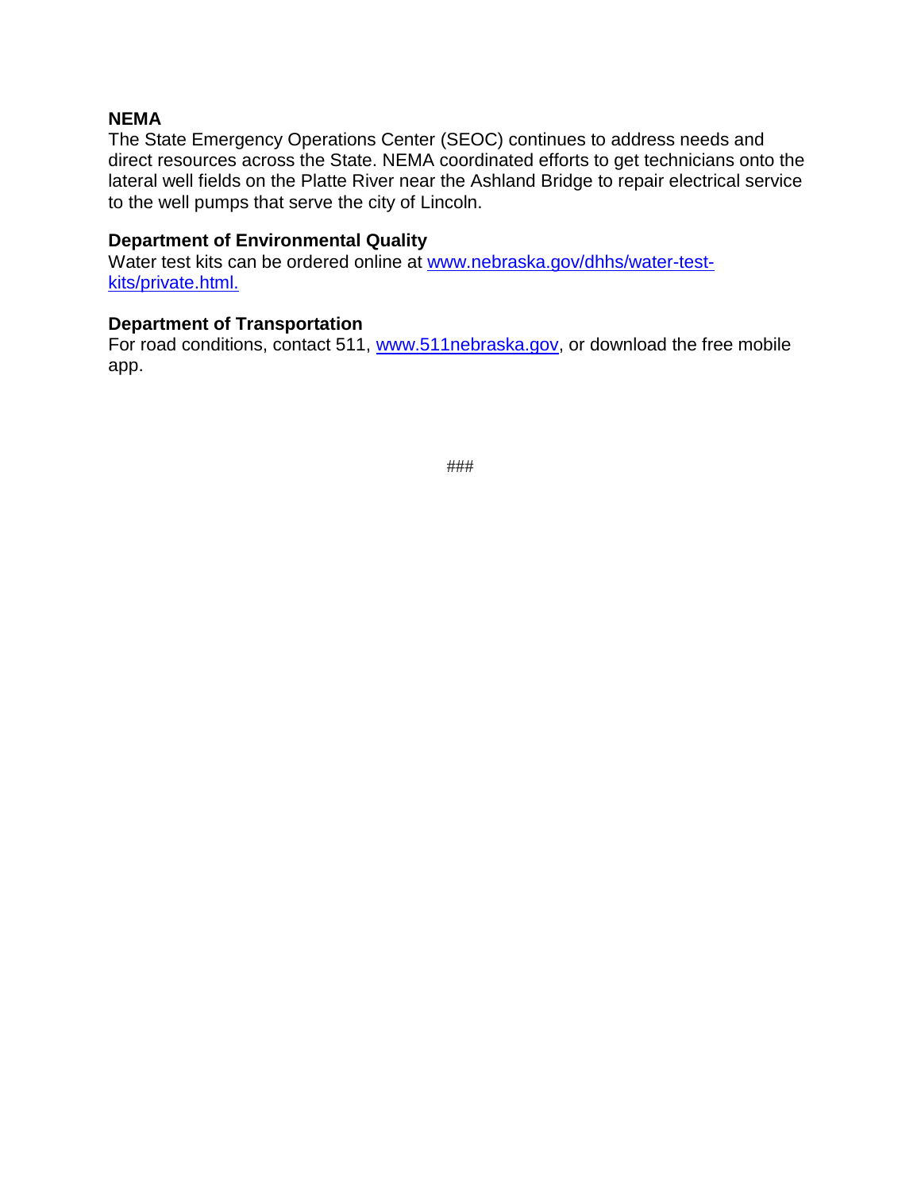**NEMA**

The State Emergency Operations Center (SEOC) continues to address needs and direct resources across the State. NEMA coordinated efforts to get technicians onto the lateral well fields on the Platte River near the Ashland Bridge to repair electrical service to the well pumps that serve the city of Lincoln.

**Department of Environmental Quality**

Water test kits can be ordered online at www.nebraska.gov/dhhs/water-test-kits/private.html.

**Department of Transportation**

For road conditions, contact 511, www.511nebraska.gov, or download the free mobile app.

###